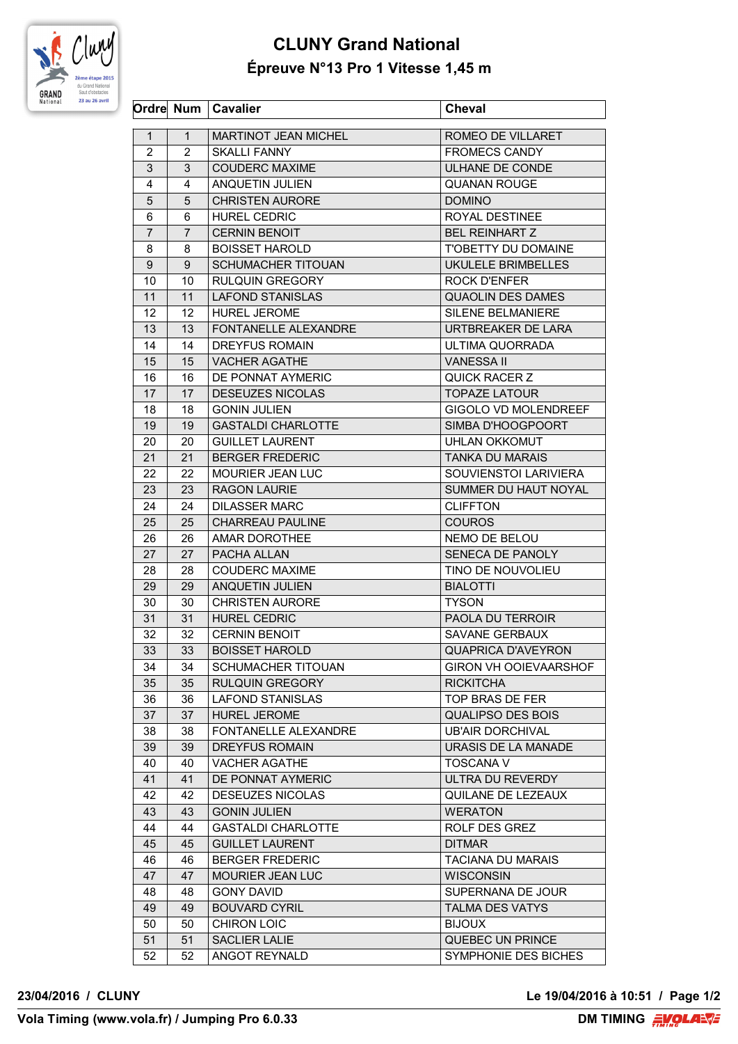# CLUNY Grand National

## Épreuve N°13 Pro 1 Vitesse 1,45 m

| Ordre | Num | Cavalier | Cheval |
|---|---|---|---|
| 1 | 1 | MARTINOT JEAN MICHEL | ROMEO DE VILLARET |
| 2 | 2 | SKALLI FANNY | FROMECS CANDY |
| 3 | 3 | COUDERC MAXIME | ULHANE DE CONDE |
| 4 | 4 | ANQUETIN JULIEN | QUANAN ROUGE |
| 5 | 5 | CHRISTEN AURORE | DOMINO |
| 6 | 6 | HUREL CEDRIC | ROYAL DESTINEE |
| 7 | 7 | CERNIN BENOIT | BEL REINHART Z |
| 8 | 8 | BOISSET HAROLD | T'OBETTY DU DOMAINE |
| 9 | 9 | SCHUMACHER TITOUAN | UKULELE BRIMBELLES |
| 10 | 10 | RULQUIN GREGORY | ROCK D'ENFER |
| 11 | 11 | LAFOND STANISLAS | QUAOLIN DES DAMES |
| 12 | 12 | HUREL JEROME | SILENE BELMANIERE |
| 13 | 13 | FONTANELLE ALEXANDRE | URTBREAKER DE LARA |
| 14 | 14 | DREYFUS ROMAIN | ULTIMA QUORRADA |
| 15 | 15 | VACHER AGATHE | VANESSA II |
| 16 | 16 | DE PONNAT AYMERIC | QUICK RACER Z |
| 17 | 17 | DESEUZES NICOLAS | TOPAZE LATOUR |
| 18 | 18 | GONIN JULIEN | GIGOLO VD MOLENDREEF |
| 19 | 19 | GASTALDI CHARLOTTE | SIMBA D'HOOGPOORT |
| 20 | 20 | GUILLET LAURENT | UHLAN OKKOMUT |
| 21 | 21 | BERGER FREDERIC | TANKA DU MARAIS |
| 22 | 22 | MOURIER JEAN LUC | SOUVIENSTOI LARIVIERA |
| 23 | 23 | RAGON LAURIE | SUMMER DU HAUT NOYAL |
| 24 | 24 | DILASSER MARC | CLIFFTON |
| 25 | 25 | CHARREAU PAULINE | COUROS |
| 26 | 26 | AMAR DOROTHEE | NEMO DE BELOU |
| 27 | 27 | PACHA ALLAN | SENECA DE PANOLY |
| 28 | 28 | COUDERC MAXIME | TINO DE NOUVOLIEU |
| 29 | 29 | ANQUETIN JULIEN | BIALOTTI |
| 30 | 30 | CHRISTEN AURORE | TYSON |
| 31 | 31 | HUREL CEDRIC | PAOLA DU TERROIR |
| 32 | 32 | CERNIN BENOIT | SAVANE GERBAUX |
| 33 | 33 | BOISSET HAROLD | QUAPRICA D'AVEYRON |
| 34 | 34 | SCHUMACHER TITOUAN | GIRON VH OOIEVAARSHOF |
| 35 | 35 | RULQUIN GREGORY | RICKITCHA |
| 36 | 36 | LAFOND STANISLAS | TOP BRAS DE FER |
| 37 | 37 | HUREL JEROME | QUALIPSO DES BOIS |
| 38 | 38 | FONTANELLE ALEXANDRE | UB'AIR DORCHIVAL |
| 39 | 39 | DREYFUS ROMAIN | URASIS DE LA MANADE |
| 40 | 40 | VACHER AGATHE | TOSCANA V |
| 41 | 41 | DE PONNAT AYMERIC | ULTRA DU REVERDY |
| 42 | 42 | DESEUZES NICOLAS | QUILANE DE LEZEAUX |
| 43 | 43 | GONIN JULIEN | WERATON |
| 44 | 44 | GASTALDI CHARLOTTE | ROLF DES GREZ |
| 45 | 45 | GUILLET LAURENT | DITMAR |
| 46 | 46 | BERGER FREDERIC | TACIANA DU MARAIS |
| 47 | 47 | MOURIER JEAN LUC | WISCONSIN |
| 48 | 48 | GONY DAVID | SUPERNANA DE JOUR |
| 49 | 49 | BOUVARD CYRIL | TALMA DES VATYS |
| 50 | 50 | CHIRON LOIC | BIJOUX |
| 51 | 51 | SACLIER LALIE | QUEBEC UN PRINCE |
| 52 | 52 | ANGOT REYNALD | SYMPHONIE DES BICHES |

**23/04/2016 / CLUNY** **Le 19/04/2016 à 10:51**

**Vola Timing (www.vola.fr) / Jumping Pro 6.0.33** **DM TIMING**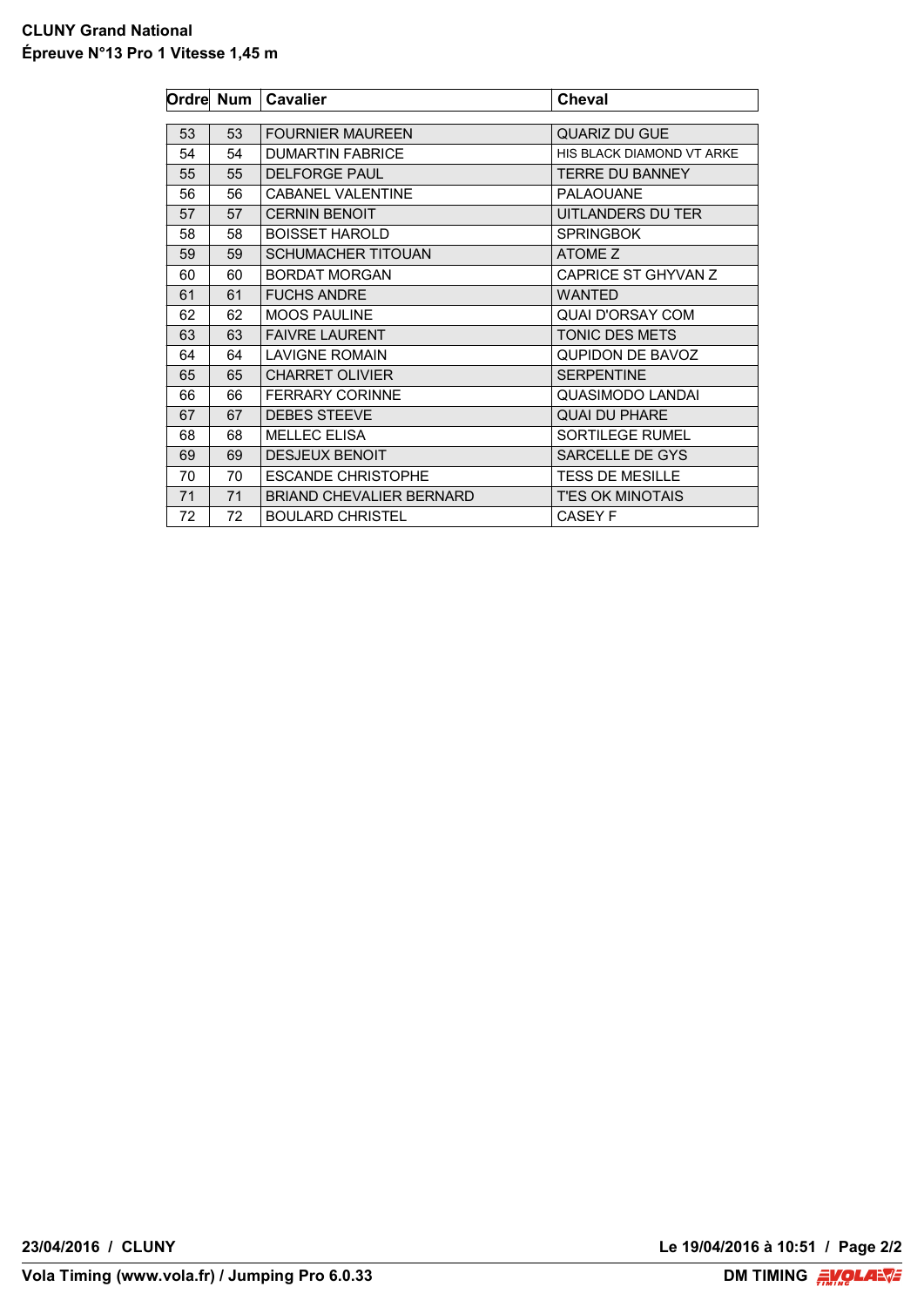**CLUNY Grand National**

**Épreuve N°13 Pro 1 Vitesse 1,45 m**

| Ordre | Num | Cavalier | Cheval |
|---|---|---|---|
| 53 | 53 | FOURNIER MAUREEN | QUARIZ DU GUE |
| 54 | 54 | DUMARTIN FABRICE | HIS BLACK DIAMOND VT ARKE |
| 55 | 55 | DELFORGE PAUL | TERRE DU BANNEY |
| 56 | 56 | CABANEL VALENTINE | PALAOUANE |
| 57 | 57 | CERNIN BENOIT | UITLANDERS DU TER |
| 58 | 58 | BOISSET HAROLD | SPRINGBOK |
| 59 | 59 | SCHUMACHER TITOUAN | ATOME Z |
| 60 | 60 | BORDAT MORGAN | CAPRICE ST GHYVAN Z |
| 61 | 61 | FUCHS ANDRE | WANTED |
| 62 | 62 | MOOS PAULINE | QUAI D'ORSAY COM |
| 63 | 63 | FAIVRE LAURENT | TONIC DES METS |
| 64 | 64 | LAVIGNE ROMAIN | QUPIDON DE BAVOZ |
| 65 | 65 | CHARRET OLIVIER | SERPENTINE |
| 66 | 66 | FERRARY CORINNE | QUASIMODO LANDAI |
| 67 | 67 | DEBES STEEVE | QUAI DU PHARE |
| 68 | 68 | MELLEC ELISA | SORTILEGE RUMEL |
| 69 | 69 | DESJEUX BENOIT | SARCELLE DE GYS |
| 70 | 70 | ESCANDE CHRISTOPHE | TESS DE MESILLE |
| 71 | 71 | BRIAND CHEVALIER BERNARD | T'ES OK MINOTAIS |
| 72 | 72 | BOULARD CHRISTEL | CASEY F |